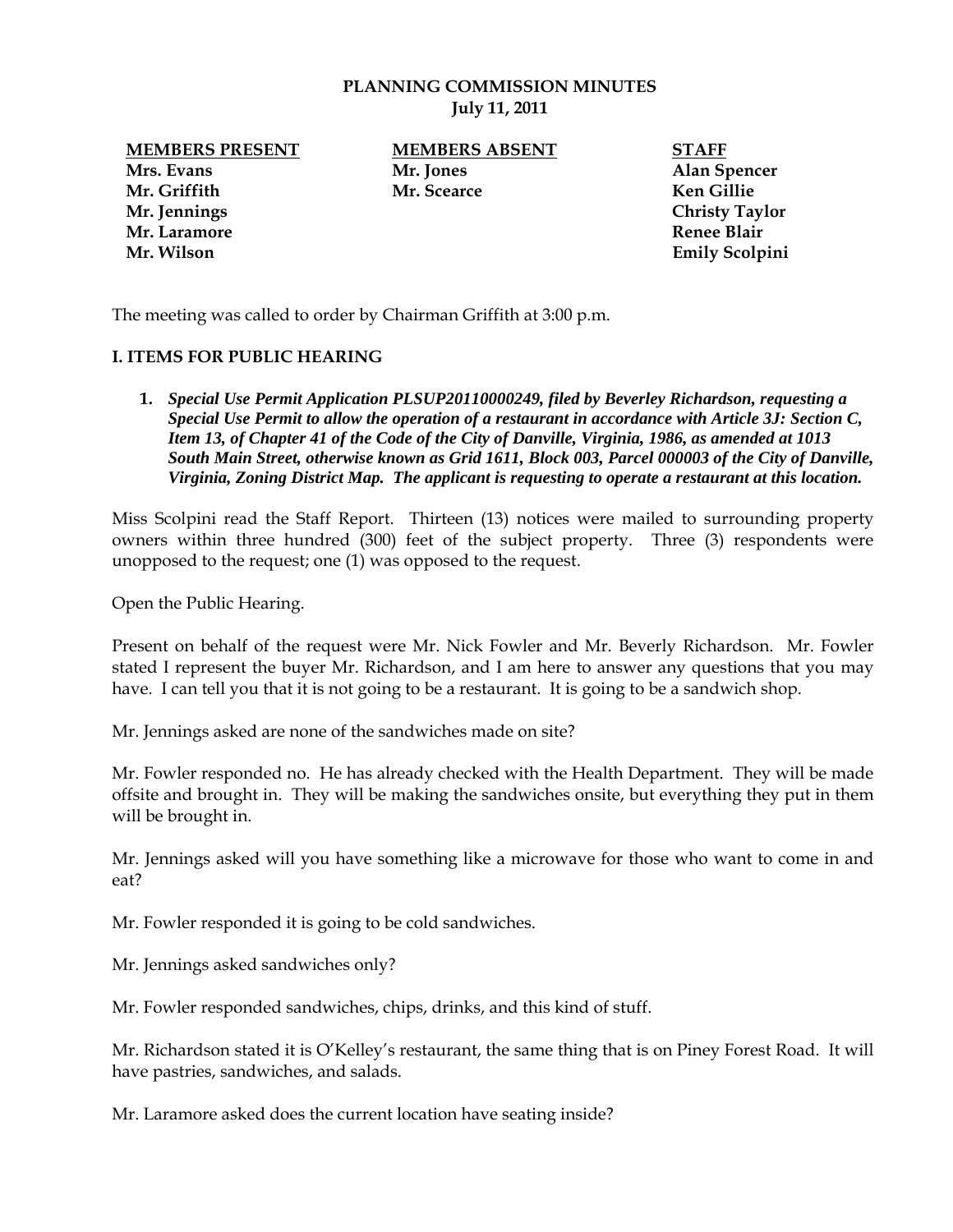# PLANNING COMMISSION MINUTES
**July 11, 2011**

| MEMBERS PRESENT | MEMBERS ABSENT | STAFF |
|---|---|---|
| Mrs. Evans | Mr. Jones | Alan Spencer |
| Mr. Griffith | Mr. Scearce | Ken Gillie |
| Mr. Jennings | | Christy Taylor |
| Mr. Laramore | | Renee Blair |
| Mr. Wilson | | Emily Scolpini |

The meeting was called to order by Chairman Griffith at 3:00 p.m.

## I. ITEMS FOR PUBLIC HEARING

1. ***Special Use Permit Application PLSUP20110000249, filed by Beverley Richardson, requesting a Special Use Permit to allow the operation of a restaurant in accordance with Article 3J: Section C, Item 13, of Chapter 41 of the Code of the City of Danville, Virginia, 1986, as amended at 1013 South Main Street, otherwise known as Grid 1611, Block 003, Parcel 000003 of the City of Danville, Virginia, Zoning District Map. The applicant is requesting to operate a restaurant at this location.***

Miss Scolpini read the Staff Report. Thirteen (13) notices were mailed to surrounding property owners within three hundred (300) feet of the subject property. Three (3) respondents were unopposed to the request; one (1) was opposed to the request.

Open the Public Hearing.

Present on behalf of the request were Mr. Nick Fowler and Mr. Beverly Richardson. Mr. Fowler stated I represent the buyer Mr. Richardson, and I am here to answer any questions that you may have. I can tell you that it is not going to be a restaurant. It is going to be a sandwich shop.

Mr. Jennings asked are none of the sandwiches made on site?

Mr. Fowler responded no. He has already checked with the Health Department. They will be made offsite and brought in. They will be making the sandwiches onsite, but everything they put in them will be brought in.

Mr. Jennings asked will you have something like a microwave for those who want to come in and eat?

Mr. Fowler responded it is going to be cold sandwiches.

Mr. Jennings asked sandwiches only?

Mr. Fowler responded sandwiches, chips, drinks, and this kind of stuff.

Mr. Richardson stated it is O'Kelley's restaurant, the same thing that is on Piney Forest Road. It will have pastries, sandwiches, and salads.

Mr. Laramore asked does the current location have seating inside?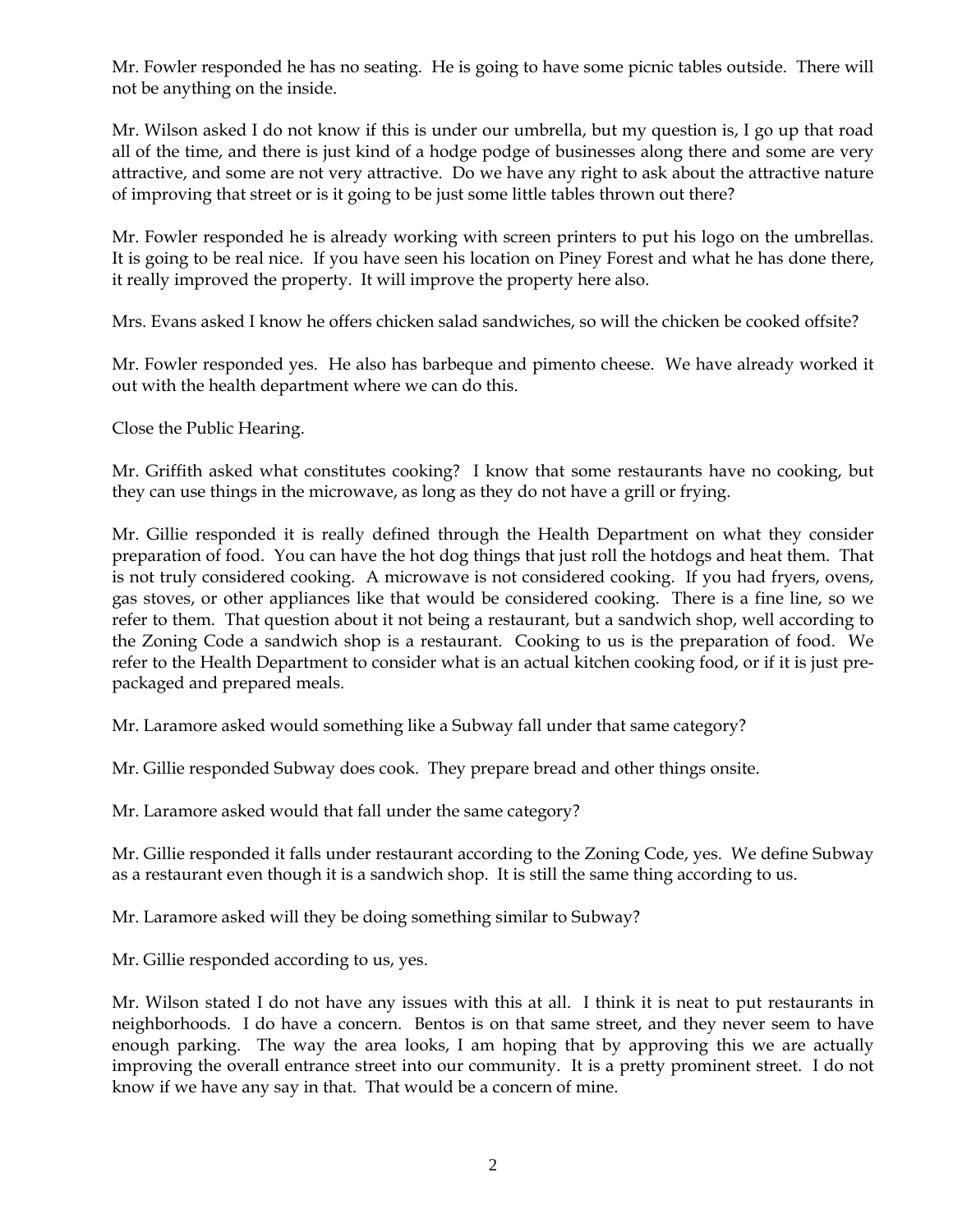Mr. Fowler responded he has no seating. He is going to have some picnic tables outside. There will not be anything on the inside.

Mr. Wilson asked I do not know if this is under our umbrella, but my question is, I go up that road all of the time, and there is just kind of a hodge podge of businesses along there and some are very attractive, and some are not very attractive. Do we have any right to ask about the attractive nature of improving that street or is it going to be just some little tables thrown out there?

Mr. Fowler responded he is already working with screen printers to put his logo on the umbrellas. It is going to be real nice. If you have seen his location on Piney Forest and what he has done there, it really improved the property. It will improve the property here also.

Mrs. Evans asked I know he offers chicken salad sandwiches, so will the chicken be cooked offsite?

Mr. Fowler responded yes. He also has barbeque and pimento cheese. We have already worked it out with the health department where we can do this.

Close the Public Hearing.

Mr. Griffith asked what constitutes cooking? I know that some restaurants have no cooking, but they can use things in the microwave, as long as they do not have a grill or frying.

Mr. Gillie responded it is really defined through the Health Department on what they consider preparation of food. You can have the hot dog things that just roll the hotdogs and heat them. That is not truly considered cooking. A microwave is not considered cooking. If you had fryers, ovens, gas stoves, or other appliances like that would be considered cooking. There is a fine line, so we refer to them. That question about it not being a restaurant, but a sandwich shop, well according to the Zoning Code a sandwich shop is a restaurant. Cooking to us is the preparation of food. We refer to the Health Department to consider what is an actual kitchen cooking food, or if it is just pre-packaged and prepared meals.

Mr. Laramore asked would something like a Subway fall under that same category?

Mr. Gillie responded Subway does cook. They prepare bread and other things onsite.

Mr. Laramore asked would that fall under the same category?

Mr. Gillie responded it falls under restaurant according to the Zoning Code, yes. We define Subway as a restaurant even though it is a sandwich shop. It is still the same thing according to us.

Mr. Laramore asked will they be doing something similar to Subway?

Mr. Gillie responded according to us, yes.

Mr. Wilson stated I do not have any issues with this at all. I think it is neat to put restaurants in neighborhoods. I do have a concern. Bentos is on that same street, and they never seem to have enough parking. The way the area looks, I am hoping that by approving this we are actually improving the overall entrance street into our community. It is a pretty prominent street. I do not know if we have any say in that. That would be a concern of mine.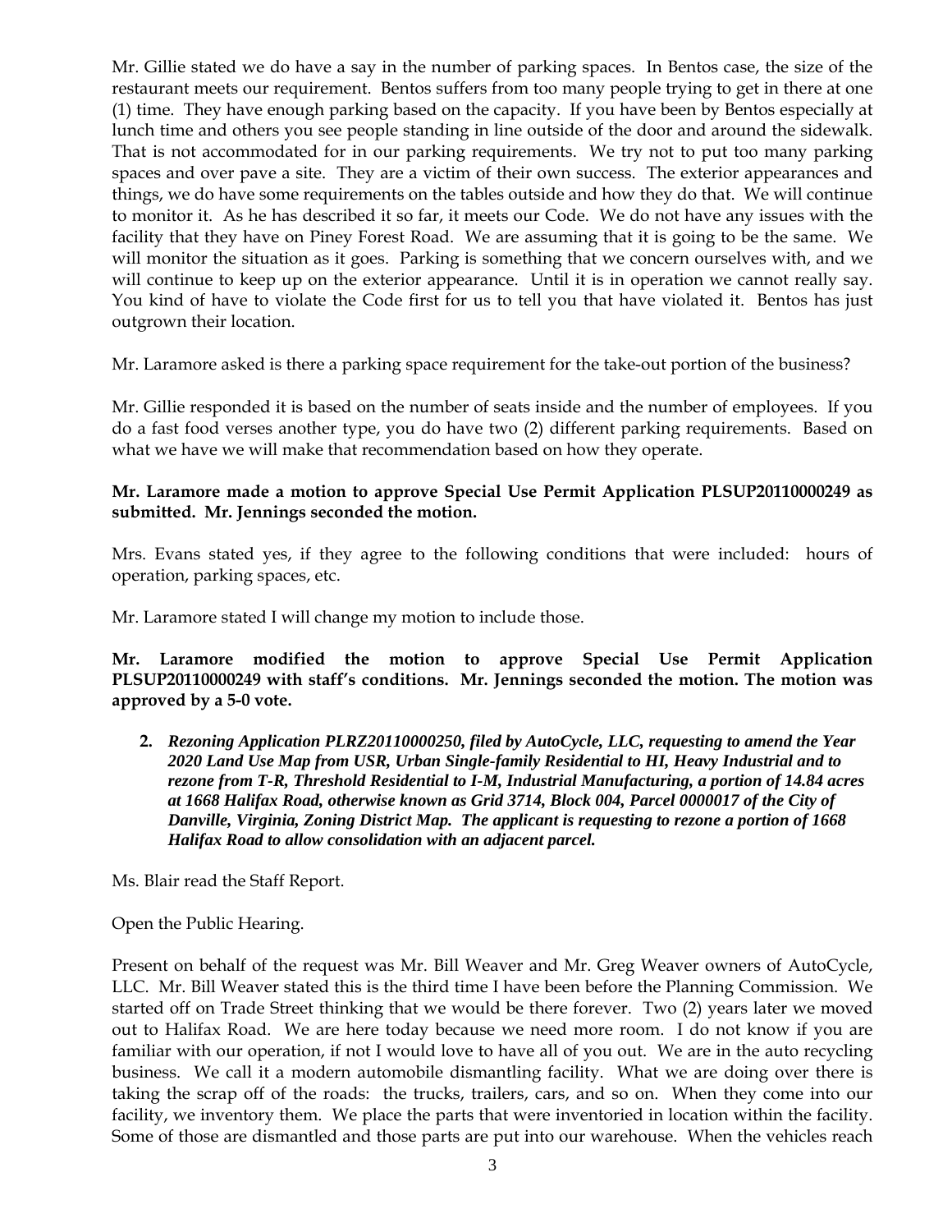Mr. Gillie stated we do have a say in the number of parking spaces. In Bentos case, the size of the restaurant meets our requirement. Bentos suffers from too many people trying to get in there at one (1) time. They have enough parking based on the capacity. If you have been by Bentos especially at lunch time and others you see people standing in line outside of the door and around the sidewalk. That is not accommodated for in our parking requirements. We try not to put too many parking spaces and over pave a site. They are a victim of their own success. The exterior appearances and things, we do have some requirements on the tables outside and how they do that. We will continue to monitor it. As he has described it so far, it meets our Code. We do not have any issues with the facility that they have on Piney Forest Road. We are assuming that it is going to be the same. We will monitor the situation as it goes. Parking is something that we concern ourselves with, and we will continue to keep up on the exterior appearance. Until it is in operation we cannot really say. You kind of have to violate the Code first for us to tell you that have violated it. Bentos has just outgrown their location.

Mr. Laramore asked is there a parking space requirement for the take-out portion of the business?

Mr. Gillie responded it is based on the number of seats inside and the number of employees. If you do a fast food verses another type, you do have two (2) different parking requirements. Based on what we have we will make that recommendation based on how they operate.

**Mr. Laramore made a motion to approve Special Use Permit Application PLSUP20110000249 as submitted. Mr. Jennings seconded the motion.**

Mrs. Evans stated yes, if they agree to the following conditions that were included: hours of operation, parking spaces, etc.

Mr. Laramore stated I will change my motion to include those.

**Mr. Laramore modified the motion to approve Special Use Permit Application PLSUP20110000249 with staff's conditions. Mr. Jennings seconded the motion. The motion was approved by a 5-0 vote.**

2. ***Rezoning Application PLRZ20110000250, filed by AutoCycle, LLC, requesting to amend the Year 2020 Land Use Map from USR, Urban Single-family Residential to HI, Heavy Industrial and to rezone from T-R, Threshold Residential to I-M, Industrial Manufacturing, a portion of 14.84 acres at 1668 Halifax Road, otherwise known as Grid 3714, Block 004, Parcel 0000017 of the City of Danville, Virginia, Zoning District Map. The applicant is requesting to rezone a portion of 1668 Halifax Road to allow consolidation with an adjacent parcel.***

Ms. Blair read the Staff Report.

Open the Public Hearing.

Present on behalf of the request was Mr. Bill Weaver and Mr. Greg Weaver owners of AutoCycle, LLC. Mr. Bill Weaver stated this is the third time I have been before the Planning Commission. We started off on Trade Street thinking that we would be there forever. Two (2) years later we moved out to Halifax Road. We are here today because we need more room. I do not know if you are familiar with our operation, if not I would love to have all of you out. We are in the auto recycling business. We call it a modern automobile dismantling facility. What we are doing over there is taking the scrap off of the roads: the trucks, trailers, cars, and so on. When they come into our facility, we inventory them. We place the parts that were inventoried in location within the facility. Some of those are dismantled and those parts are put into our warehouse. When the vehicles reach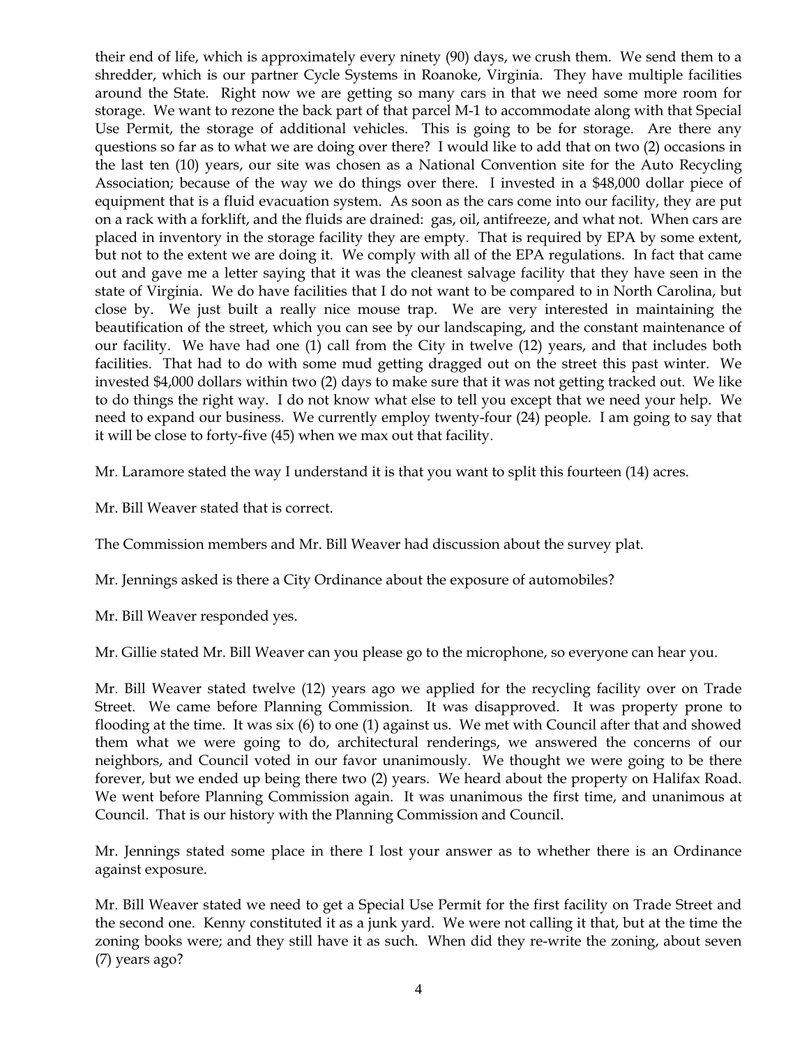their end of life, which is approximately every ninety (90) days, we crush them. We send them to a shredder, which is our partner Cycle Systems in Roanoke, Virginia. They have multiple facilities around the State. Right now we are getting so many cars in that we need some more room for storage. We want to rezone the back part of that parcel M-1 to accommodate along with that Special Use Permit, the storage of additional vehicles. This is going to be for storage. Are there any questions so far as to what we are doing over there? I would like to add that on two (2) occasions in the last ten (10) years, our site was chosen as a National Convention site for the Auto Recycling Association; because of the way we do things over there. I invested in a $48,000 dollar piece of equipment that is a fluid evacuation system. As soon as the cars come into our facility, they are put on a rack with a forklift, and the fluids are drained: gas, oil, antifreeze, and what not. When cars are placed in inventory in the storage facility they are empty. That is required by EPA by some extent, but not to the extent we are doing it. We comply with all of the EPA regulations. In fact that came out and gave me a letter saying that it was the cleanest salvage facility that they have seen in the state of Virginia. We do have facilities that I do not want to be compared to in North Carolina, but close by. We just built a really nice mouse trap. We are very interested in maintaining the beautification of the street, which you can see by our landscaping, and the constant maintenance of our facility. We have had one (1) call from the City in twelve (12) years, and that includes both facilities. That had to do with some mud getting dragged out on the street this past winter. We invested $4,000 dollars within two (2) days to make sure that it was not getting tracked out. We like to do things the right way. I do not know what else to tell you except that we need your help. We need to expand our business. We currently employ twenty-four (24) people. I am going to say that it will be close to forty-five (45) when we max out that facility.

Mr. Laramore stated the way I understand it is that you want to split this fourteen (14) acres.

Mr. Bill Weaver stated that is correct.

The Commission members and Mr. Bill Weaver had discussion about the survey plat.

Mr. Jennings asked is there a City Ordinance about the exposure of automobiles?

Mr. Bill Weaver responded yes.

Mr. Gillie stated Mr. Bill Weaver can you please go to the microphone, so everyone can hear you.

Mr. Bill Weaver stated twelve (12) years ago we applied for the recycling facility over on Trade Street. We came before Planning Commission. It was disapproved. It was property prone to flooding at the time. It was six (6) to one (1) against us. We met with Council after that and showed them what we were going to do, architectural renderings, we answered the concerns of our neighbors, and Council voted in our favor unanimously. We thought we were going to be there forever, but we ended up being there two (2) years. We heard about the property on Halifax Road. We went before Planning Commission again. It was unanimous the first time, and unanimous at Council. That is our history with the Planning Commission and Council.

Mr. Jennings stated some place in there I lost your answer as to whether there is an Ordinance against exposure.

Mr. Bill Weaver stated we need to get a Special Use Permit for the first facility on Trade Street and the second one. Kenny constituted it as a junk yard. We were not calling it that, but at the time the zoning books were; and they still have it as such. When did they re-write the zoning, about seven (7) years ago?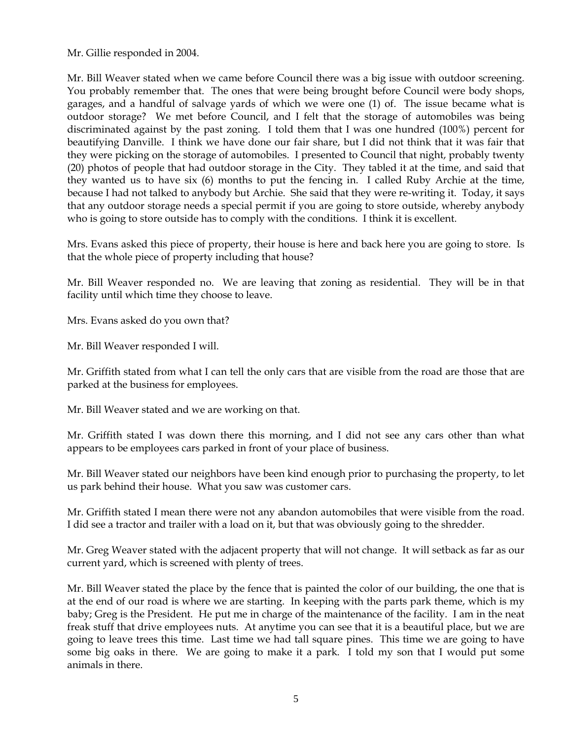Mr. Gillie responded in 2004.

Mr. Bill Weaver stated when we came before Council there was a big issue with outdoor screening. You probably remember that. The ones that were being brought before Council were body shops, garages, and a handful of salvage yards of which we were one (1) of. The issue became what is outdoor storage? We met before Council, and I felt that the storage of automobiles was being discriminated against by the past zoning. I told them that I was one hundred (100%) percent for beautifying Danville. I think we have done our fair share, but I did not think that it was fair that they were picking on the storage of automobiles. I presented to Council that night, probably twenty (20) photos of people that had outdoor storage in the City. They tabled it at the time, and said that they wanted us to have six (6) months to put the fencing in. I called Ruby Archie at the time, because I had not talked to anybody but Archie. She said that they were re-writing it. Today, it says that any outdoor storage needs a special permit if you are going to store outside, whereby anybody who is going to store outside has to comply with the conditions. I think it is excellent.

Mrs. Evans asked this piece of property, their house is here and back here you are going to store. Is that the whole piece of property including that house?

Mr. Bill Weaver responded no. We are leaving that zoning as residential. They will be in that facility until which time they choose to leave.

Mrs. Evans asked do you own that?

Mr. Bill Weaver responded I will.

Mr. Griffith stated from what I can tell the only cars that are visible from the road are those that are parked at the business for employees.

Mr. Bill Weaver stated and we are working on that.

Mr. Griffith stated I was down there this morning, and I did not see any cars other than what appears to be employees cars parked in front of your place of business.

Mr. Bill Weaver stated our neighbors have been kind enough prior to purchasing the property, to let us park behind their house. What you saw was customer cars.

Mr. Griffith stated I mean there were not any abandon automobiles that were visible from the road. I did see a tractor and trailer with a load on it, but that was obviously going to the shredder.

Mr. Greg Weaver stated with the adjacent property that will not change. It will setback as far as our current yard, which is screened with plenty of trees.

Mr. Bill Weaver stated the place by the fence that is painted the color of our building, the one that is at the end of our road is where we are starting. In keeping with the parts park theme, which is my baby; Greg is the President. He put me in charge of the maintenance of the facility. I am in the neat freak stuff that drive employees nuts. At anytime you can see that it is a beautiful place, but we are going to leave trees this time. Last time we had tall square pines. This time we are going to have some big oaks in there. We are going to make it a park. I told my son that I would put some animals in there.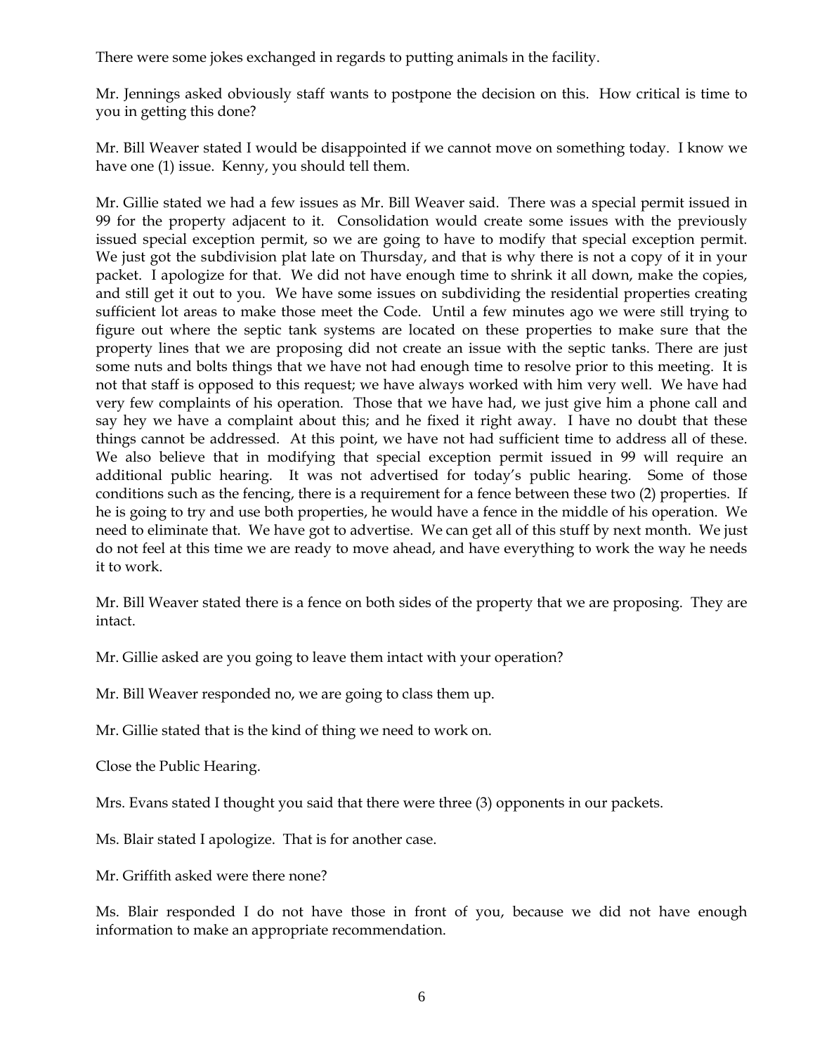There were some jokes exchanged in regards to putting animals in the facility.

Mr. Jennings asked obviously staff wants to postpone the decision on this. How critical is time to you in getting this done?

Mr. Bill Weaver stated I would be disappointed if we cannot move on something today. I know we have one (1) issue. Kenny, you should tell them.

Mr. Gillie stated we had a few issues as Mr. Bill Weaver said. There was a special permit issued in 99 for the property adjacent to it. Consolidation would create some issues with the previously issued special exception permit, so we are going to have to modify that special exception permit. We just got the subdivision plat late on Thursday, and that is why there is not a copy of it in your packet. I apologize for that. We did not have enough time to shrink it all down, make the copies, and still get it out to you. We have some issues on subdividing the residential properties creating sufficient lot areas to make those meet the Code. Until a few minutes ago we were still trying to figure out where the septic tank systems are located on these properties to make sure that the property lines that we are proposing did not create an issue with the septic tanks. There are just some nuts and bolts things that we have not had enough time to resolve prior to this meeting. It is not that staff is opposed to this request; we have always worked with him very well. We have had very few complaints of his operation. Those that we have had, we just give him a phone call and say hey we have a complaint about this; and he fixed it right away. I have no doubt that these things cannot be addressed. At this point, we have not had sufficient time to address all of these. We also believe that in modifying that special exception permit issued in 99 will require an additional public hearing. It was not advertised for today's public hearing. Some of those conditions such as the fencing, there is a requirement for a fence between these two (2) properties. If he is going to try and use both properties, he would have a fence in the middle of his operation. We need to eliminate that. We have got to advertise. We can get all of this stuff by next month. We just do not feel at this time we are ready to move ahead, and have everything to work the way he needs it to work.

Mr. Bill Weaver stated there is a fence on both sides of the property that we are proposing. They are intact.

Mr. Gillie asked are you going to leave them intact with your operation?

Mr. Bill Weaver responded no, we are going to class them up.

Mr. Gillie stated that is the kind of thing we need to work on.

Close the Public Hearing.

Mrs. Evans stated I thought you said that there were three (3) opponents in our packets.

Ms. Blair stated I apologize. That is for another case.

Mr. Griffith asked were there none?

Ms. Blair responded I do not have those in front of you, because we did not have enough information to make an appropriate recommendation.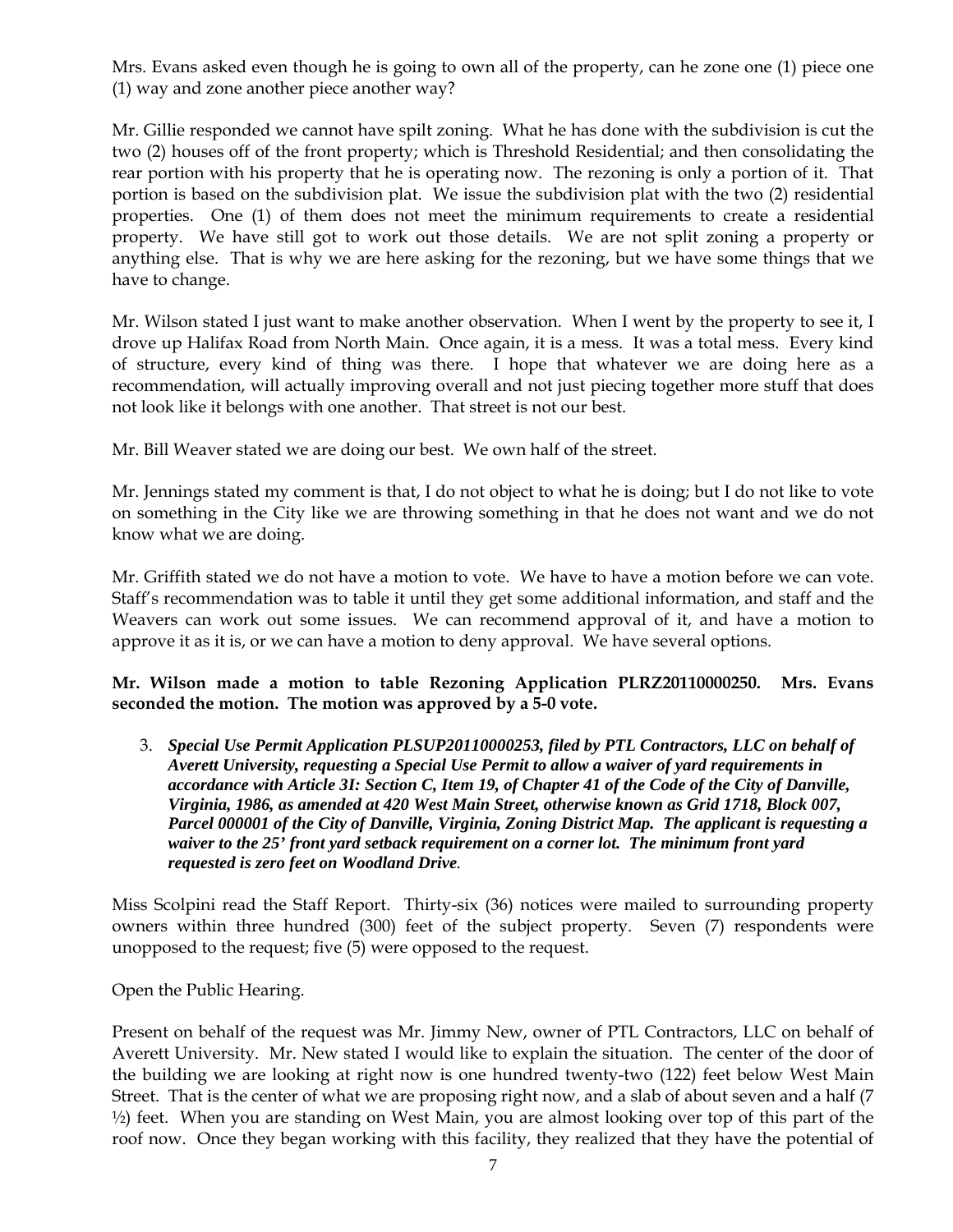Mrs. Evans asked even though he is going to own all of the property, can he zone one (1) piece one (1) way and zone another piece another way?

Mr. Gillie responded we cannot have spilt zoning. What he has done with the subdivision is cut the two (2) houses off of the front property; which is Threshold Residential; and then consolidating the rear portion with his property that he is operating now. The rezoning is only a portion of it. That portion is based on the subdivision plat. We issue the subdivision plat with the two (2) residential properties. One (1) of them does not meet the minimum requirements to create a residential property. We have still got to work out those details. We are not split zoning a property or anything else. That is why we are here asking for the rezoning, but we have some things that we have to change.

Mr. Wilson stated I just want to make another observation. When I went by the property to see it, I drove up Halifax Road from North Main. Once again, it is a mess. It was a total mess. Every kind of structure, every kind of thing was there. I hope that whatever we are doing here as a recommendation, will actually improving overall and not just piecing together more stuff that does not look like it belongs with one another. That street is not our best.

Mr. Bill Weaver stated we are doing our best. We own half of the street.

Mr. Jennings stated my comment is that, I do not object to what he is doing; but I do not like to vote on something in the City like we are throwing something in that he does not want and we do not know what we are doing.

Mr. Griffith stated we do not have a motion to vote. We have to have a motion before we can vote. Staff's recommendation was to table it until they get some additional information, and staff and the Weavers can work out some issues. We can recommend approval of it, and have a motion to approve it as it is, or we can have a motion to deny approval. We have several options.

**Mr. Wilson made a motion to table Rezoning Application PLRZ20110000250. Mrs. Evans seconded the motion. The motion was approved by a 5-0 vote.**

3. ***Special Use Permit Application PLSUP20110000253, filed by PTL Contractors, LLC on behalf of Averett University, requesting a Special Use Permit to allow a waiver of yard requirements in accordance with Article 3I: Section C, Item 19, of Chapter 41 of the Code of the City of Danville, Virginia, 1986, as amended at 420 West Main Street, otherwise known as Grid 1718, Block 007, Parcel 000001 of the City of Danville, Virginia, Zoning District Map. The applicant is requesting a waiver to the 25' front yard setback requirement on a corner lot. The minimum front yard requested is zero feet on Woodland Drive.***

Miss Scolpini read the Staff Report. Thirty-six (36) notices were mailed to surrounding property owners within three hundred (300) feet of the subject property. Seven (7) respondents were unopposed to the request; five (5) were opposed to the request.

Open the Public Hearing.

Present on behalf of the request was Mr. Jimmy New, owner of PTL Contractors, LLC on behalf of Averett University. Mr. New stated I would like to explain the situation. The center of the door of the building we are looking at right now is one hundred twenty-two (122) feet below West Main Street. That is the center of what we are proposing right now, and a slab of about seven and a half (7 ½) feet. When you are standing on West Main, you are almost looking over top of this part of the roof now. Once they began working with this facility, they realized that they have the potential of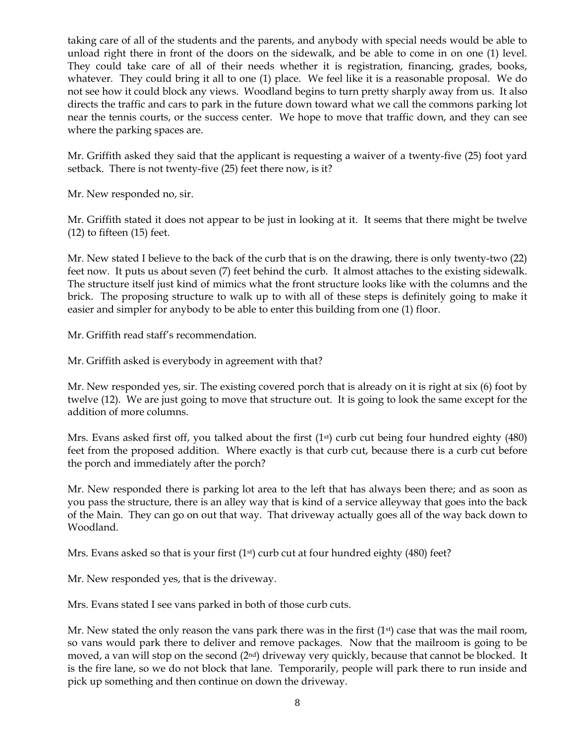taking care of all of the students and the parents, and anybody with special needs would be able to unload right there in front of the doors on the sidewalk, and be able to come in on one (1) level. They could take care of all of their needs whether it is registration, financing, grades, books, whatever. They could bring it all to one (1) place. We feel like it is a reasonable proposal. We do not see how it could block any views. Woodland begins to turn pretty sharply away from us. It also directs the traffic and cars to park in the future down toward what we call the commons parking lot near the tennis courts, or the success center. We hope to move that traffic down, and they can see where the parking spaces are.

Mr. Griffith asked they said that the applicant is requesting a waiver of a twenty-five (25) foot yard setback. There is not twenty-five (25) feet there now, is it?

Mr. New responded no, sir.

Mr. Griffith stated it does not appear to be just in looking at it. It seems that there might be twelve (12) to fifteen (15) feet.

Mr. New stated I believe to the back of the curb that is on the drawing, there is only twenty-two (22) feet now. It puts us about seven (7) feet behind the curb. It almost attaches to the existing sidewalk. The structure itself just kind of mimics what the front structure looks like with the columns and the brick. The proposing structure to walk up to with all of these steps is definitely going to make it easier and simpler for anybody to be able to enter this building from one (1) floor.

Mr. Griffith read staff's recommendation.

Mr. Griffith asked is everybody in agreement with that?

Mr. New responded yes, sir. The existing covered porch that is already on it is right at six (6) foot by twelve (12). We are just going to move that structure out. It is going to look the same except for the addition of more columns.

Mrs. Evans asked first off, you talked about the first (1st) curb cut being four hundred eighty (480) feet from the proposed addition. Where exactly is that curb cut, because there is a curb cut before the porch and immediately after the porch?

Mr. New responded there is parking lot area to the left that has always been there; and as soon as you pass the structure, there is an alley way that is kind of a service alleyway that goes into the back of the Main. They can go on out that way. That driveway actually goes all of the way back down to Woodland.

Mrs. Evans asked so that is your first (1st) curb cut at four hundred eighty (480) feet?

Mr. New responded yes, that is the driveway.

Mrs. Evans stated I see vans parked in both of those curb cuts.

Mr. New stated the only reason the vans park there was in the first (1st) case that was the mail room, so vans would park there to deliver and remove packages. Now that the mailroom is going to be moved, a van will stop on the second (2nd) driveway very quickly, because that cannot be blocked. It is the fire lane, so we do not block that lane. Temporarily, people will park there to run inside and pick up something and then continue on down the driveway.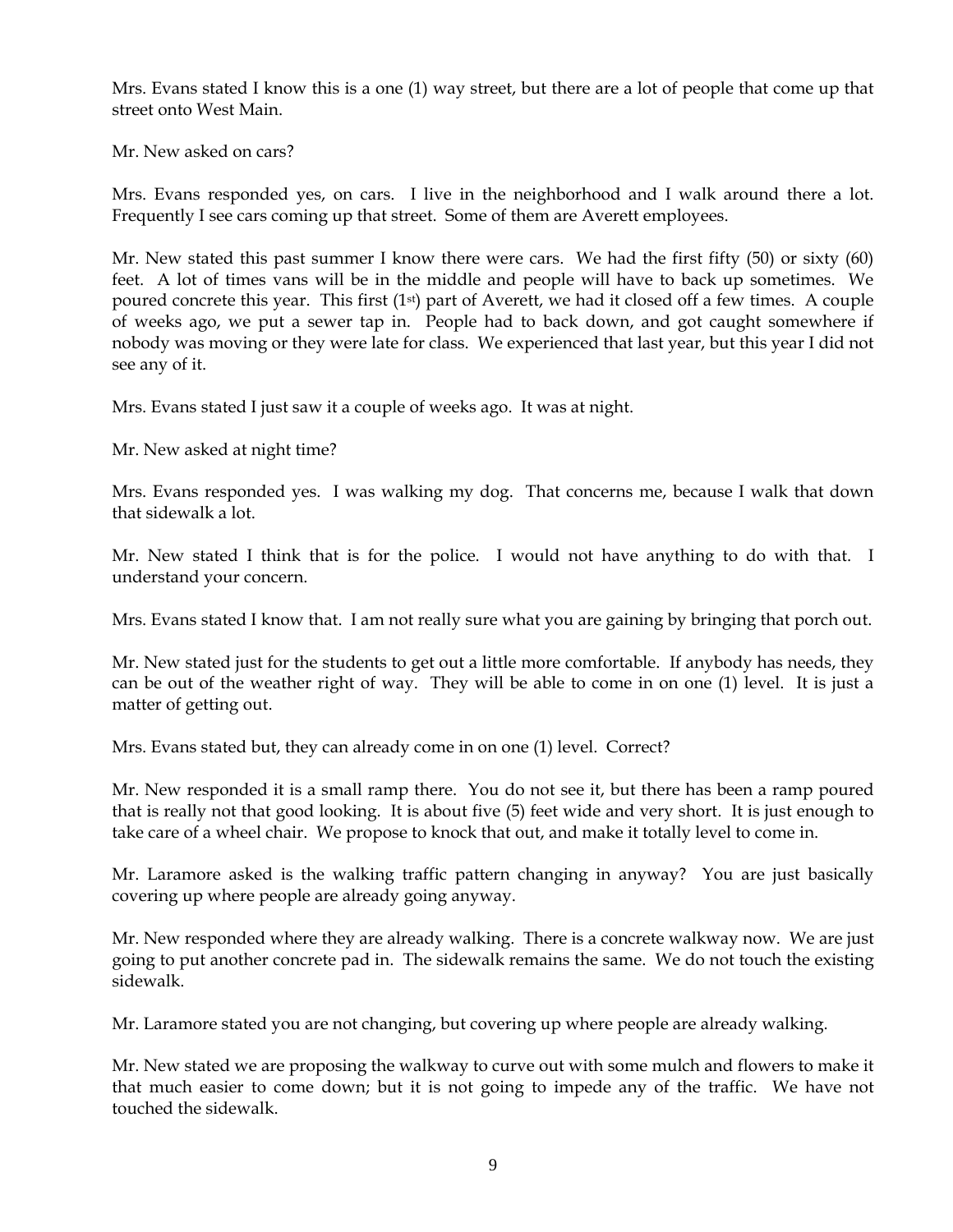Mrs. Evans stated I know this is a one (1) way street, but there are a lot of people that come up that street onto West Main.

Mr. New asked on cars?

Mrs. Evans responded yes, on cars. I live in the neighborhood and I walk around there a lot. Frequently I see cars coming up that street. Some of them are Averett employees.

Mr. New stated this past summer I know there were cars. We had the first fifty (50) or sixty (60) feet. A lot of times vans will be in the middle and people will have to back up sometimes. We poured concrete this year. This first (1st) part of Averett, we had it closed off a few times. A couple of weeks ago, we put a sewer tap in. People had to back down, and got caught somewhere if nobody was moving or they were late for class. We experienced that last year, but this year I did not see any of it.

Mrs. Evans stated I just saw it a couple of weeks ago. It was at night.

Mr. New asked at night time?

Mrs. Evans responded yes. I was walking my dog. That concerns me, because I walk that down that sidewalk a lot.

Mr. New stated I think that is for the police. I would not have anything to do with that. I understand your concern.

Mrs. Evans stated I know that. I am not really sure what you are gaining by bringing that porch out.

Mr. New stated just for the students to get out a little more comfortable. If anybody has needs, they can be out of the weather right of way. They will be able to come in on one (1) level. It is just a matter of getting out.

Mrs. Evans stated but, they can already come in on one (1) level. Correct?

Mr. New responded it is a small ramp there. You do not see it, but there has been a ramp poured that is really not that good looking. It is about five (5) feet wide and very short. It is just enough to take care of a wheel chair. We propose to knock that out, and make it totally level to come in.

Mr. Laramore asked is the walking traffic pattern changing in anyway? You are just basically covering up where people are already going anyway.

Mr. New responded where they are already walking. There is a concrete walkway now. We are just going to put another concrete pad in. The sidewalk remains the same. We do not touch the existing sidewalk.

Mr. Laramore stated you are not changing, but covering up where people are already walking.

Mr. New stated we are proposing the walkway to curve out with some mulch and flowers to make it that much easier to come down; but it is not going to impede any of the traffic. We have not touched the sidewalk.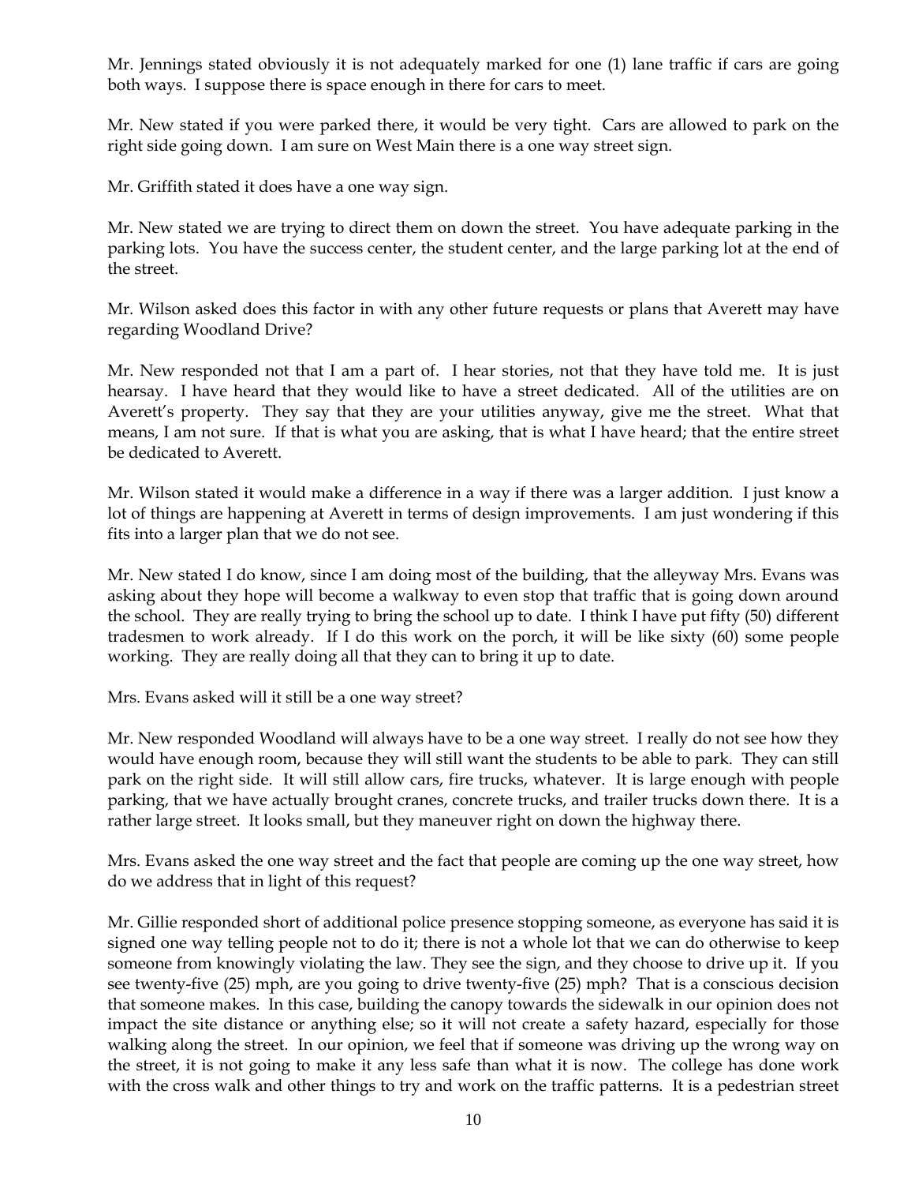Mr. Jennings stated obviously it is not adequately marked for one (1) lane traffic if cars are going both ways. I suppose there is space enough in there for cars to meet.

Mr. New stated if you were parked there, it would be very tight. Cars are allowed to park on the right side going down. I am sure on West Main there is a one way street sign.

Mr. Griffith stated it does have a one way sign.

Mr. New stated we are trying to direct them on down the street. You have adequate parking in the parking lots. You have the success center, the student center, and the large parking lot at the end of the street.

Mr. Wilson asked does this factor in with any other future requests or plans that Averett may have regarding Woodland Drive?

Mr. New responded not that I am a part of. I hear stories, not that they have told me. It is just hearsay. I have heard that they would like to have a street dedicated. All of the utilities are on Averett's property. They say that they are your utilities anyway, give me the street. What that means, I am not sure. If that is what you are asking, that is what I have heard; that the entire street be dedicated to Averett.

Mr. Wilson stated it would make a difference in a way if there was a larger addition. I just know a lot of things are happening at Averett in terms of design improvements. I am just wondering if this fits into a larger plan that we do not see.

Mr. New stated I do know, since I am doing most of the building, that the alleyway Mrs. Evans was asking about they hope will become a walkway to even stop that traffic that is going down around the school. They are really trying to bring the school up to date. I think I have put fifty (50) different tradesmen to work already. If I do this work on the porch, it will be like sixty (60) some people working. They are really doing all that they can to bring it up to date.

Mrs. Evans asked will it still be a one way street?

Mr. New responded Woodland will always have to be a one way street. I really do not see how they would have enough room, because they will still want the students to be able to park. They can still park on the right side. It will still allow cars, fire trucks, whatever. It is large enough with people parking, that we have actually brought cranes, concrete trucks, and trailer trucks down there. It is a rather large street. It looks small, but they maneuver right on down the highway there.

Mrs. Evans asked the one way street and the fact that people are coming up the one way street, how do we address that in light of this request?

Mr. Gillie responded short of additional police presence stopping someone, as everyone has said it is signed one way telling people not to do it; there is not a whole lot that we can do otherwise to keep someone from knowingly violating the law. They see the sign, and they choose to drive up it. If you see twenty-five (25) mph, are you going to drive twenty-five (25) mph? That is a conscious decision that someone makes. In this case, building the canopy towards the sidewalk in our opinion does not impact the site distance or anything else; so it will not create a safety hazard, especially for those walking along the street. In our opinion, we feel that if someone was driving up the wrong way on the street, it is not going to make it any less safe than what it is now. The college has done work with the cross walk and other things to try and work on the traffic patterns. It is a pedestrian street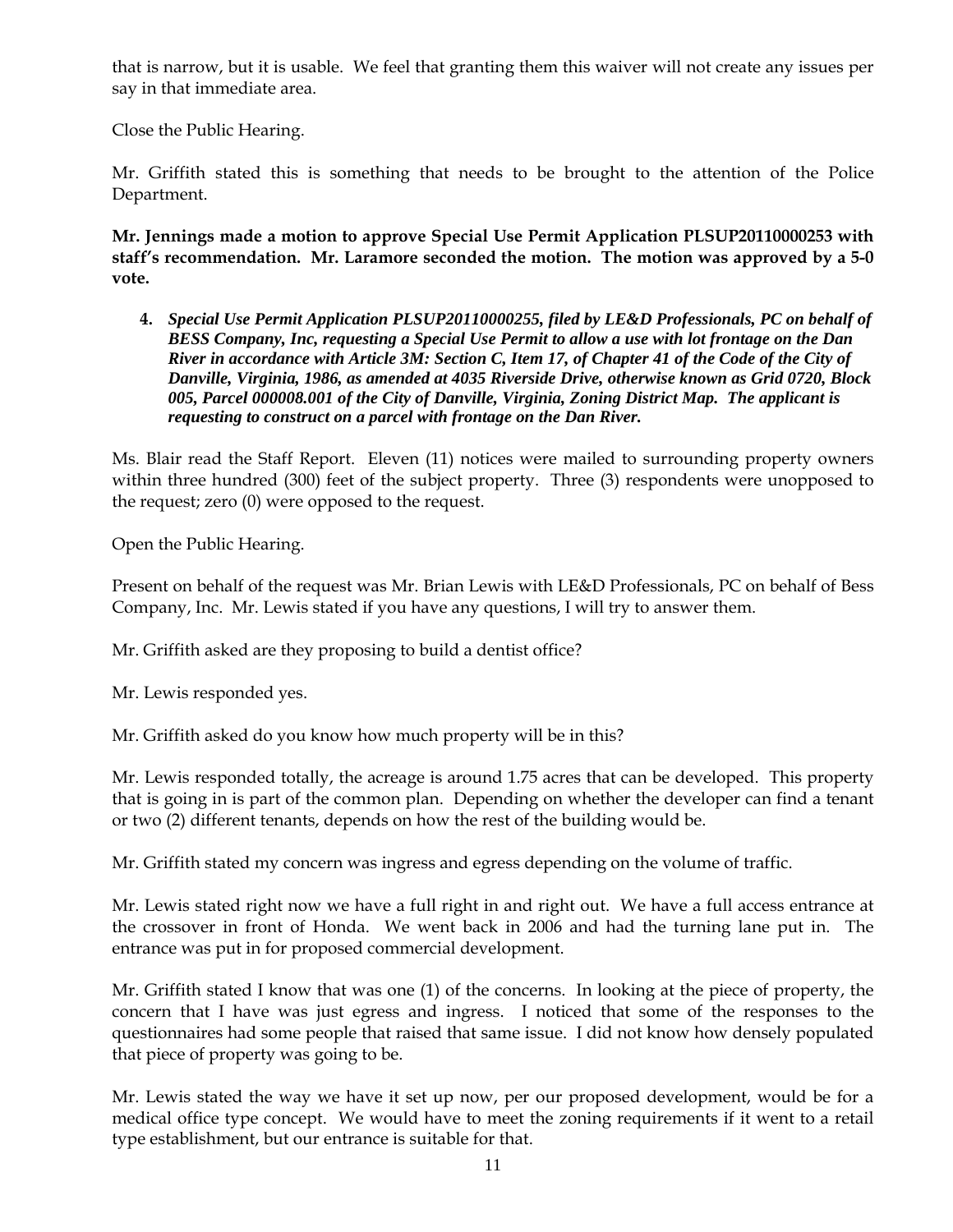that is narrow, but it is usable. We feel that granting them this waiver will not create any issues per say in that immediate area.

Close the Public Hearing.

Mr. Griffith stated this is something that needs to be brought to the attention of the Police Department.

**Mr. Jennings made a motion to approve Special Use Permit Application PLSUP20110000253 with staff's recommendation. Mr. Laramore seconded the motion. The motion was approved by a 5-0 vote.**

4. ***Special Use Permit Application PLSUP20110000255, filed by LE&D Professionals, PC on behalf of BESS Company, Inc, requesting a Special Use Permit to allow a use with lot frontage on the Dan River in accordance with Article 3M: Section C, Item 17, of Chapter 41 of the Code of the City of Danville, Virginia, 1986, as amended at 4035 Riverside Drive, otherwise known as Grid 0720, Block 005, Parcel 000008.001 of the City of Danville, Virginia, Zoning District Map. The applicant is requesting to construct on a parcel with frontage on the Dan River.***

Ms. Blair read the Staff Report. Eleven (11) notices were mailed to surrounding property owners within three hundred (300) feet of the subject property. Three (3) respondents were unopposed to the request; zero (0) were opposed to the request.

Open the Public Hearing.

Present on behalf of the request was Mr. Brian Lewis with LE&D Professionals, PC on behalf of Bess Company, Inc. Mr. Lewis stated if you have any questions, I will try to answer them.

Mr. Griffith asked are they proposing to build a dentist office?

Mr. Lewis responded yes.

Mr. Griffith asked do you know how much property will be in this?

Mr. Lewis responded totally, the acreage is around 1.75 acres that can be developed. This property that is going in is part of the common plan. Depending on whether the developer can find a tenant or two (2) different tenants, depends on how the rest of the building would be.

Mr. Griffith stated my concern was ingress and egress depending on the volume of traffic.

Mr. Lewis stated right now we have a full right in and right out. We have a full access entrance at the crossover in front of Honda. We went back in 2006 and had the turning lane put in. The entrance was put in for proposed commercial development.

Mr. Griffith stated I know that was one (1) of the concerns. In looking at the piece of property, the concern that I have was just egress and ingress. I noticed that some of the responses to the questionnaires had some people that raised that same issue. I did not know how densely populated that piece of property was going to be.

Mr. Lewis stated the way we have it set up now, per our proposed development, would be for a medical office type concept. We would have to meet the zoning requirements if it went to a retail type establishment, but our entrance is suitable for that.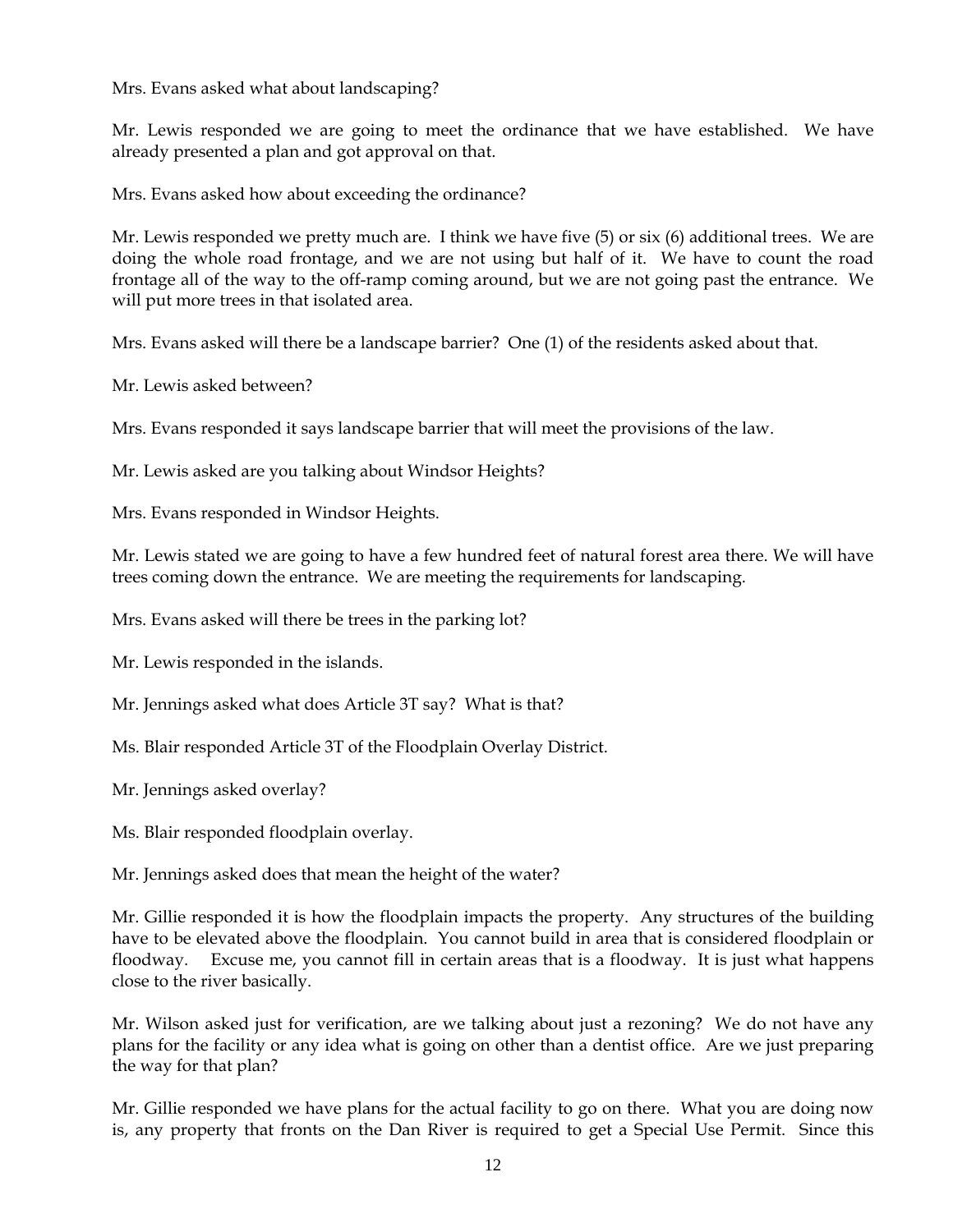Mrs. Evans asked what about landscaping?

Mr. Lewis responded we are going to meet the ordinance that we have established. We have already presented a plan and got approval on that.

Mrs. Evans asked how about exceeding the ordinance?

Mr. Lewis responded we pretty much are. I think we have five (5) or six (6) additional trees. We are doing the whole road frontage, and we are not using but half of it. We have to count the road frontage all of the way to the off-ramp coming around, but we are not going past the entrance. We will put more trees in that isolated area.

Mrs. Evans asked will there be a landscape barrier? One (1) of the residents asked about that.

Mr. Lewis asked between?

Mrs. Evans responded it says landscape barrier that will meet the provisions of the law.

Mr. Lewis asked are you talking about Windsor Heights?

Mrs. Evans responded in Windsor Heights.

Mr. Lewis stated we are going to have a few hundred feet of natural forest area there. We will have trees coming down the entrance. We are meeting the requirements for landscaping.

Mrs. Evans asked will there be trees in the parking lot?

Mr. Lewis responded in the islands.

Mr. Jennings asked what does Article 3T say? What is that?

Ms. Blair responded Article 3T of the Floodplain Overlay District.

Mr. Jennings asked overlay?

Ms. Blair responded floodplain overlay.

Mr. Jennings asked does that mean the height of the water?

Mr. Gillie responded it is how the floodplain impacts the property. Any structures of the building have to be elevated above the floodplain. You cannot build in area that is considered floodplain or floodway. Excuse me, you cannot fill in certain areas that is a floodway. It is just what happens close to the river basically.

Mr. Wilson asked just for verification, are we talking about just a rezoning? We do not have any plans for the facility or any idea what is going on other than a dentist office. Are we just preparing the way for that plan?

Mr. Gillie responded we have plans for the actual facility to go on there. What you are doing now is, any property that fronts on the Dan River is required to get a Special Use Permit. Since this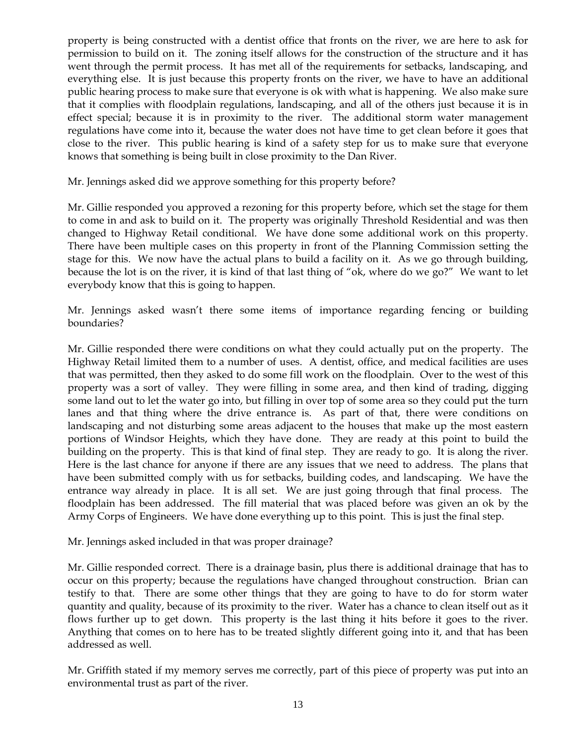property is being constructed with a dentist office that fronts on the river, we are here to ask for permission to build on it. The zoning itself allows for the construction of the structure and it has went through the permit process. It has met all of the requirements for setbacks, landscaping, and everything else. It is just because this property fronts on the river, we have to have an additional public hearing process to make sure that everyone is ok with what is happening. We also make sure that it complies with floodplain regulations, landscaping, and all of the others just because it is in effect special; because it is in proximity to the river. The additional storm water management regulations have come into it, because the water does not have time to get clean before it goes that close to the river. This public hearing is kind of a safety step for us to make sure that everyone knows that something is being built in close proximity to the Dan River.

Mr. Jennings asked did we approve something for this property before?

Mr. Gillie responded you approved a rezoning for this property before, which set the stage for them to come in and ask to build on it. The property was originally Threshold Residential and was then changed to Highway Retail conditional. We have done some additional work on this property. There have been multiple cases on this property in front of the Planning Commission setting the stage for this. We now have the actual plans to build a facility on it. As we go through building, because the lot is on the river, it is kind of that last thing of "ok, where do we go?" We want to let everybody know that this is going to happen.

Mr. Jennings asked wasn't there some items of importance regarding fencing or building boundaries?

Mr. Gillie responded there were conditions on what they could actually put on the property. The Highway Retail limited them to a number of uses. A dentist, office, and medical facilities are uses that was permitted, then they asked to do some fill work on the floodplain. Over to the west of this property was a sort of valley. They were filling in some area, and then kind of trading, digging some land out to let the water go into, but filling in over top of some area so they could put the turn lanes and that thing where the drive entrance is. As part of that, there were conditions on landscaping and not disturbing some areas adjacent to the houses that make up the most eastern portions of Windsor Heights, which they have done. They are ready at this point to build the building on the property. This is that kind of final step. They are ready to go. It is along the river. Here is the last chance for anyone if there are any issues that we need to address. The plans that have been submitted comply with us for setbacks, building codes, and landscaping. We have the entrance way already in place. It is all set. We are just going through that final process. The floodplain has been addressed. The fill material that was placed before was given an ok by the Army Corps of Engineers. We have done everything up to this point. This is just the final step.

Mr. Jennings asked included in that was proper drainage?

Mr. Gillie responded correct. There is a drainage basin, plus there is additional drainage that has to occur on this property; because the regulations have changed throughout construction. Brian can testify to that. There are some other things that they are going to have to do for storm water quantity and quality, because of its proximity to the river. Water has a chance to clean itself out as it flows further up to get down. This property is the last thing it hits before it goes to the river. Anything that comes on to here has to be treated slightly different going into it, and that has been addressed as well.

Mr. Griffith stated if my memory serves me correctly, part of this piece of property was put into an environmental trust as part of the river.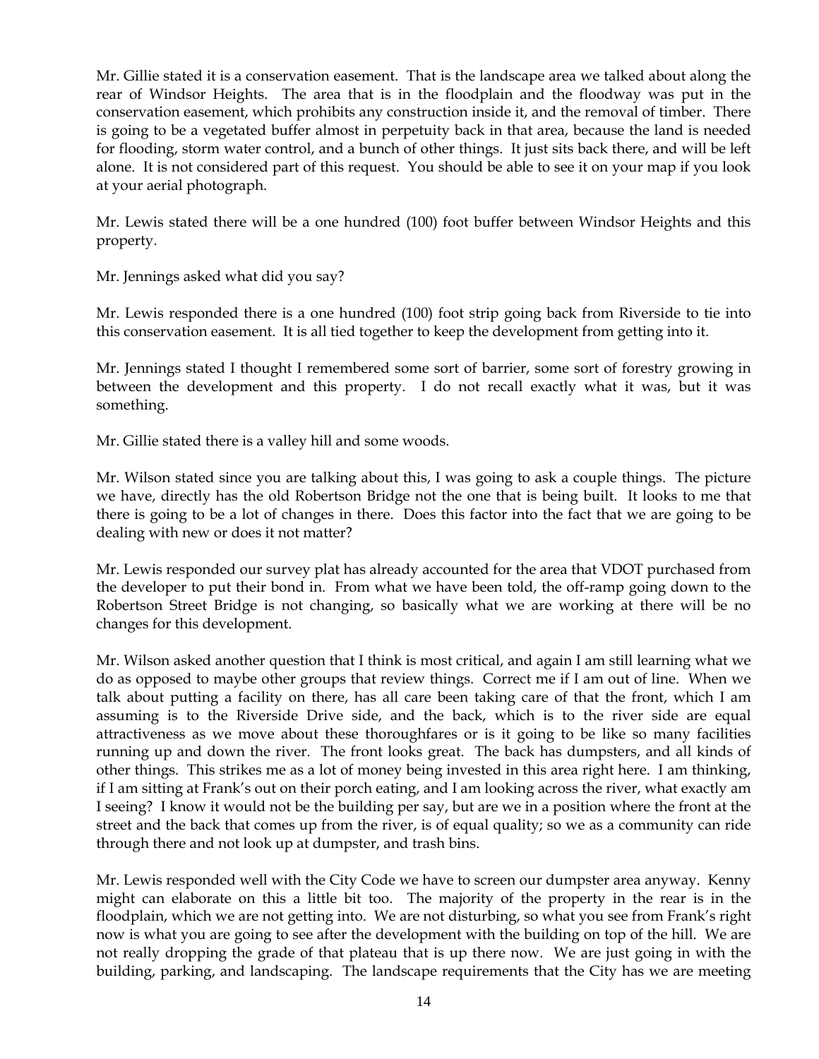Mr. Gillie stated it is a conservation easement. That is the landscape area we talked about along the rear of Windsor Heights. The area that is in the floodplain and the floodway was put in the conservation easement, which prohibits any construction inside it, and the removal of timber. There is going to be a vegetated buffer almost in perpetuity back in that area, because the land is needed for flooding, storm water control, and a bunch of other things. It just sits back there, and will be left alone. It is not considered part of this request. You should be able to see it on your map if you look at your aerial photograph.

Mr. Lewis stated there will be a one hundred (100) foot buffer between Windsor Heights and this property.

Mr. Jennings asked what did you say?

Mr. Lewis responded there is a one hundred (100) foot strip going back from Riverside to tie into this conservation easement. It is all tied together to keep the development from getting into it.

Mr. Jennings stated I thought I remembered some sort of barrier, some sort of forestry growing in between the development and this property. I do not recall exactly what it was, but it was something.

Mr. Gillie stated there is a valley hill and some woods.

Mr. Wilson stated since you are talking about this, I was going to ask a couple things. The picture we have, directly has the old Robertson Bridge not the one that is being built. It looks to me that there is going to be a lot of changes in there. Does this factor into the fact that we are going to be dealing with new or does it not matter?

Mr. Lewis responded our survey plat has already accounted for the area that VDOT purchased from the developer to put their bond in. From what we have been told, the off-ramp going down to the Robertson Street Bridge is not changing, so basically what we are working at there will be no changes for this development.

Mr. Wilson asked another question that I think is most critical, and again I am still learning what we do as opposed to maybe other groups that review things. Correct me if I am out of line. When we talk about putting a facility on there, has all care been taking care of that the front, which I am assuming is to the Riverside Drive side, and the back, which is to the river side are equal attractiveness as we move about these thoroughfares or is it going to be like so many facilities running up and down the river. The front looks great. The back has dumpsters, and all kinds of other things. This strikes me as a lot of money being invested in this area right here. I am thinking, if I am sitting at Frank's out on their porch eating, and I am looking across the river, what exactly am I seeing? I know it would not be the building per say, but are we in a position where the front at the street and the back that comes up from the river, is of equal quality; so we as a community can ride through there and not look up at dumpster, and trash bins.

Mr. Lewis responded well with the City Code we have to screen our dumpster area anyway. Kenny might can elaborate on this a little bit too. The majority of the property in the rear is in the floodplain, which we are not getting into. We are not disturbing, so what you see from Frank's right now is what you are going to see after the development with the building on top of the hill. We are not really dropping the grade of that plateau that is up there now. We are just going in with the building, parking, and landscaping. The landscape requirements that the City has we are meeting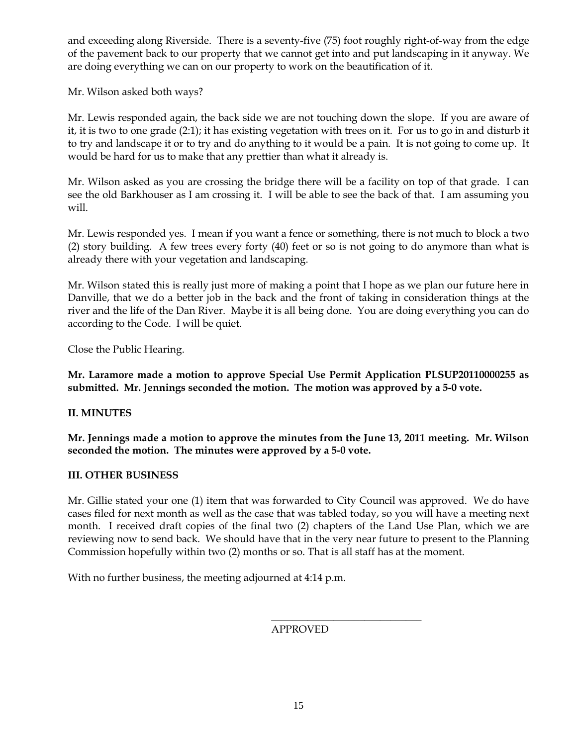and exceeding along Riverside. There is a seventy-five (75) foot roughly right-of-way from the edge of the pavement back to our property that we cannot get into and put landscaping in it anyway. We are doing everything we can on our property to work on the beautification of it.

Mr. Wilson asked both ways?

Mr. Lewis responded again, the back side we are not touching down the slope. If you are aware of it, it is two to one grade (2:1); it has existing vegetation with trees on it. For us to go in and disturb it to try and landscape it or to try and do anything to it would be a pain. It is not going to come up. It would be hard for us to make that any prettier than what it already is.

Mr. Wilson asked as you are crossing the bridge there will be a facility on top of that grade. I can see the old Barkhouser as I am crossing it. I will be able to see the back of that. I am assuming you will.

Mr. Lewis responded yes. I mean if you want a fence or something, there is not much to block a two (2) story building. A few trees every forty (40) feet or so is not going to do anymore than what is already there with your vegetation and landscaping.

Mr. Wilson stated this is really just more of making a point that I hope as we plan our future here in Danville, that we do a better job in the back and the front of taking in consideration things at the river and the life of the Dan River. Maybe it is all being done. You are doing everything you can do according to the Code. I will be quiet.

Close the Public Hearing.

**Mr. Laramore made a motion to approve Special Use Permit Application PLSUP20110000255 as submitted. Mr. Jennings seconded the motion. The motion was approved by a 5-0 vote.**

## II. MINUTES

**Mr. Jennings made a motion to approve the minutes from the June 13, 2011 meeting. Mr. Wilson seconded the motion. The minutes were approved by a 5-0 vote.**

## III. OTHER BUSINESS

Mr. Gillie stated your one (1) item that was forwarded to City Council was approved. We do have cases filed for next month as well as the case that was tabled today, so you will have a meeting next month. I received draft copies of the final two (2) chapters of the Land Use Plan, which we are reviewing now to send back. We should have that in the very near future to present to the Planning Commission hopefully within two (2) months or so. That is all staff has at the moment.

With no further business, the meeting adjourned at 4:14 p.m.

\_\_\_\_\_\_\_\_\_\_\_\_\_\_\_\_\_\_\_\_\_\_\_\_\_\_\_\_\_\_

APPROVED